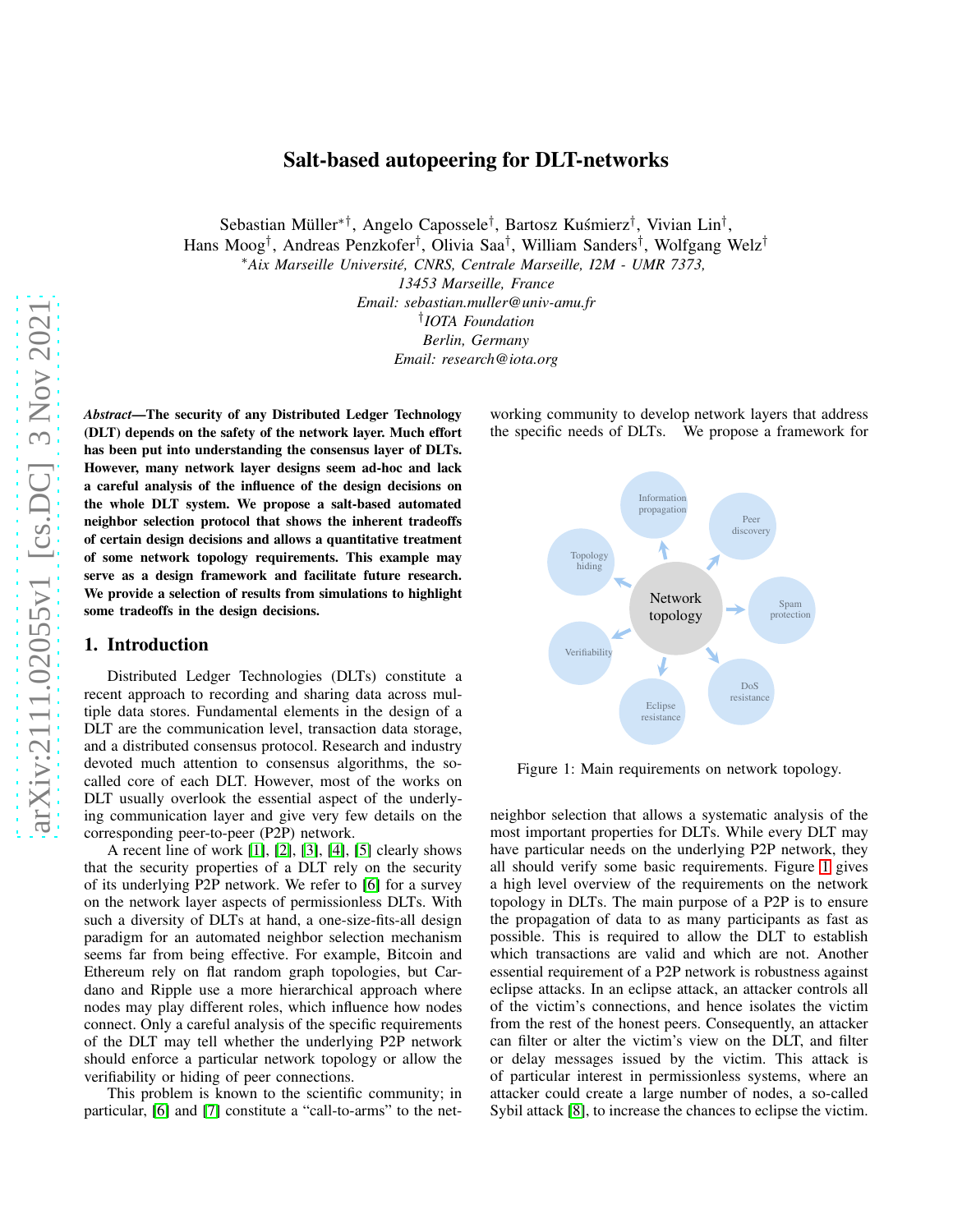# Salt-based autopeering for DLT-networks

Sebastian Müller*†, Angelo Capossele†, Bartosz Kuśmierz†, Vivian Lin†, Hans Moog†, Andreas Penzkofer†, Olivia Saa†, William Sanders†, Wolfgang Welz†

*Aix Marseille Université, CNRS, Centrale Marseille, I2M - UMR 7373, 13453 Marseille, France
Email: sebastian.muller@univ-amu.fr

†IOTA Foundation
Berlin, Germany
Email: research@iota.org

***Abstract*—The security of any Distributed Ledger Technology (DLT) depends on the safety of the network layer. Much effort has been put into understanding the consensus layer of DLTs. However, many network layer designs seem ad-hoc and lack a careful analysis of the influence of the design decisions on the whole DLT system. We propose a salt-based automated neighbor selection protocol that shows the inherent tradeoffs of certain design decisions and allows a quantitative treatment of some network topology requirements. This example may serve as a design framework and facilitate future research. We provide a selection of results from simulations to highlight some tradeoffs in the design decisions.**

## 1. Introduction

Distributed Ledger Technologies (DLTs) constitute a recent approach to recording and sharing data across multiple data stores. Fundamental elements in the design of a DLT are the communication level, transaction data storage, and a distributed consensus protocol. Research and industry devoted much attention to consensus algorithms, the so-called core of each DLT. However, most of the works on DLT usually overlook the essential aspect of the underlying communication layer and give very few details on the corresponding peer-to-peer (P2P) network.

A recent line of work [1], [2], [3], [4], [5] clearly shows that the security properties of a DLT rely on the security of its underlying P2P network. We refer to [6] for a survey on the network layer aspects of permissionless DLTs. With such a diversity of DLTs at hand, a one-size-fits-all design paradigm for an automated neighbor selection mechanism seems far from being effective. For example, Bitcoin and Ethereum rely on flat random graph topologies, but Cardano and Ripple use a more hierarchical approach where nodes may play different roles, which influence how nodes connect. Only a careful analysis of the specific requirements of the DLT may tell whether the underlying P2P network should enforce a particular network topology or allow the verifiability or hiding of peer connections.

This problem is known to the scientific community; in particular, [6] and [7] constitute a "call-to-arms" to the networking community to develop network layers that address the specific needs of DLTs. We propose a framework for neighbor selection that allows a systematic analysis of the most important properties for DLTs. While every DLT may have particular needs on the underlying P2P network, they all should verify some basic requirements. Figure 1 gives a high level overview of the requirements on the network topology in DLTs. The main purpose of a P2P is to ensure the propagation of data to as many participants as fast as possible. This is required to allow the DLT to establish which transactions are valid and which are not. Another essential requirement of a P2P network is robustness against eclipse attacks. In an eclipse attack, an attacker controls all of the victim's connections, and hence isolates the victim from the rest of the honest peers. Consequently, an attacker can filter or alter the victim's view on the DLT, and filter or delay messages issued by the victim. This attack is of particular interest in permissionless systems, where an attacker could create a large number of nodes, a so-called Sybil attack [8], to increase the chances to eclipse the victim.

Network topology: Information propagation, Peer discovery, Spam protection, DoS resistance, Eclipse resistance, Verifiability, Topology hiding

Figure 1: Main requirements on network topology.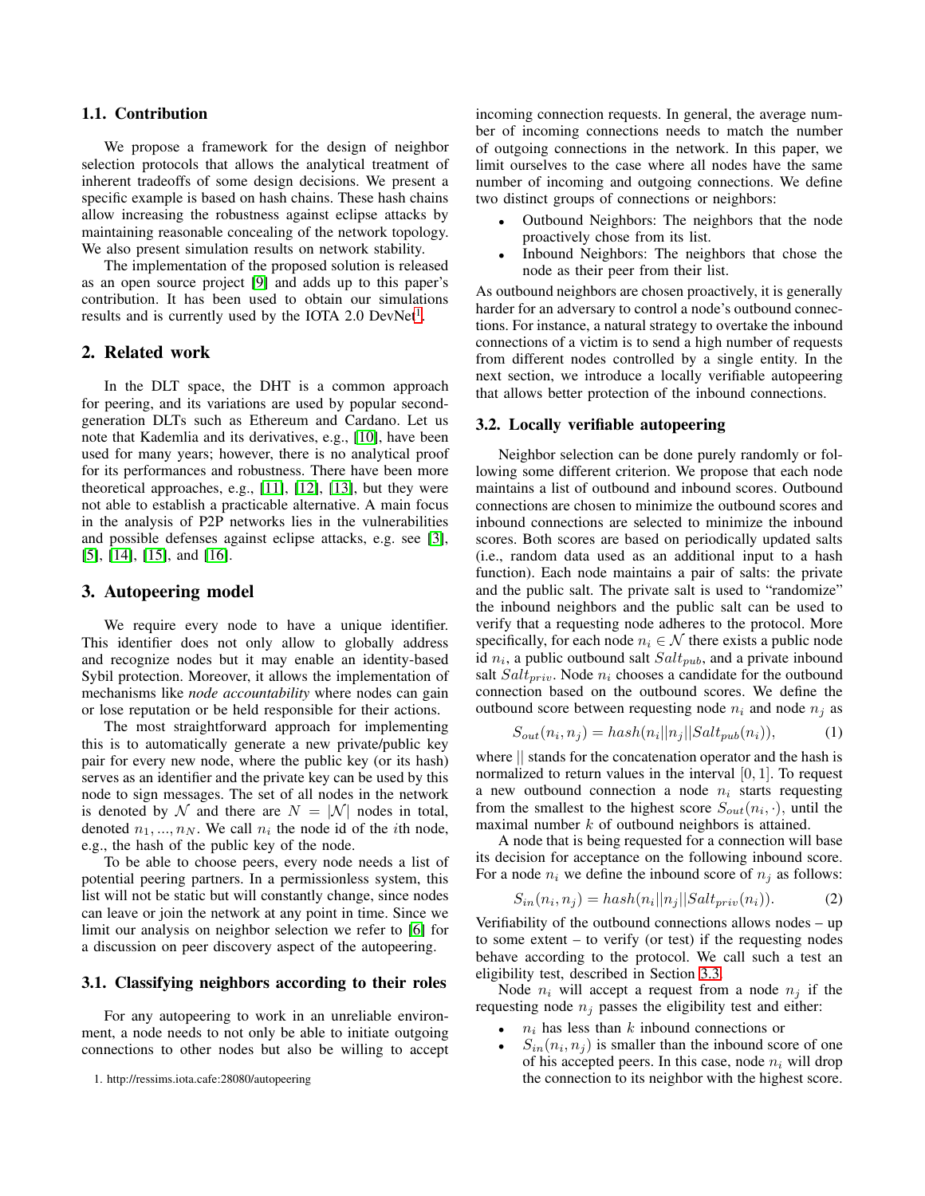### 1.1. Contribution

We propose a framework for the design of neighbor selection protocols that allows the analytical treatment of inherent tradeoffs of some design decisions. We present a specific example is based on hash chains. These hash chains allow increasing the robustness against eclipse attacks by maintaining reasonable concealing of the network topology. We also present simulation results on network stability.

The implementation of the proposed solution is released as an open source project [9] and adds up to this paper's contribution. It has been used to obtain our simulations results and is currently used by the IOTA 2.0 DevNet[1].

## 2. Related work

In the DLT space, the DHT is a common approach for peering, and its variations are used by popular second-generation DLTs such as Ethereum and Cardano. Let us note that Kademlia and its derivatives, e.g., [10], have been used for many years; however, there is no analytical proof for its performances and robustness. There have been more theoretical approaches, e.g., [11], [12], [13], but they were not able to establish a practicable alternative. A main focus in the analysis of P2P networks lies in the vulnerabilities and possible defenses against eclipse attacks, e.g. see [3], [5], [14], [15], and [16].

## 3. Autopeering model

We require every node to have a unique identifier. This identifier does not only allow to globally address and recognize nodes but it may enable an identity-based Sybil protection. Moreover, it allows the implementation of mechanisms like *node accountability* where nodes can gain or lose reputation or be held responsible for their actions.

The most straightforward approach for implementing this is to automatically generate a new private/public key pair for every new node, where the public key (or its hash) serves as an identifier and the private key can be used by this node to sign messages. The set of all nodes in the network is denoted by $\mathcal{N}$ and there are $N = |\mathcal{N}|$ nodes in total, denoted $n_1, ..., n_N$. We call $n_i$ the node id of the $i$th node, e.g., the hash of the public key of the node.

To be able to choose peers, every node needs a list of potential peering partners. In a permissionless system, this list will not be static but will constantly change, since nodes can leave or join the network at any point in time. Since we limit our analysis on neighbor selection we refer to [6] for a discussion on peer discovery aspect of the autopeering.

### 3.1. Classifying neighbors according to their roles

For any autopeering to work in an unreliable environment, a node needs to not only be able to initiate outgoing connections to other nodes but also be willing to accept incoming connection requests. In general, the average number of incoming connections needs to match the number of outgoing connections in the network. In this paper, we limit ourselves to the case where all nodes have the same number of incoming and outgoing connections. We define two distinct groups of connections or neighbors:

- Outbound Neighbors: The neighbors that the node proactively chose from its list.
- Inbound Neighbors: The neighbors that chose the node as their peer from their list.

As outbound neighbors are chosen proactively, it is generally harder for an adversary to control a node's outbound connections. For instance, a natural strategy to overtake the inbound connections of a victim is to send a high number of requests from different nodes controlled by a single entity. In the next section, we introduce a locally verifiable autopeering that allows better protection of the inbound connections.

### 3.2. Locally verifiable autopeering

Neighbor selection can be done purely randomly or following some different criterion. We propose that each node maintains a list of outbound and inbound scores. Outbound connections are chosen to minimize the outbound scores and inbound connections are selected to minimize the inbound scores. Both scores are based on periodically updated salts (i.e., random data used as an additional input to a hash function). Each node maintains a pair of salts: the private and the public salt. The private salt is used to "randomize" the inbound neighbors and the public salt can be used to verify that a requesting node adheres to the protocol. More specifically, for each node $n_i \in \mathcal{N}$ there exists a public node id $n_i$, a public outbound salt $Salt_{pub}$, and a private inbound salt $Salt_{priv}$. Node $n_i$ chooses a candidate for the outbound connection based on the outbound scores. We define the outbound score between requesting node $n_i$ and node $n_j$ as

$$S_{out}(n_i, n_j) = hash(n_i || n_j || Salt_{pub}(n_i)), \tag{1}$$

where $||$ stands for the concatenation operator and the hash is normalized to return values in the interval $[0, 1]$. To request a new outbound connection a node $n_i$ starts requesting from the smallest to the highest score $S_{out}(n_i, \cdot)$, until the maximal number $k$ of outbound neighbors is attained.

A node that is being requested for a connection will base its decision for acceptance on the following inbound score. For a node $n_i$ we define the inbound score of $n_j$ as follows:

$$S_{in}(n_i, n_j) = hash(n_i || n_j || Salt_{priv}(n_i)). \tag{2}$$

Verifiability of the outbound connections allows nodes – up to some extent – to verify (or test) if the requesting nodes behave according to the protocol. We call such a test an eligibility test, described in Section 3.3.

Node $n_i$ will accept a request from a node $n_j$ if the requesting node $n_j$ passes the eligibility test and either:

- $n_i$ has less than $k$ inbound connections or
- $S_{in}(n_i, n_j)$ is smaller than the inbound score of one of his accepted peers. In this case, node $n_i$ will drop the connection to its neighbor with the highest score.

1. http://ressims.iota.cafe:28080/autopeering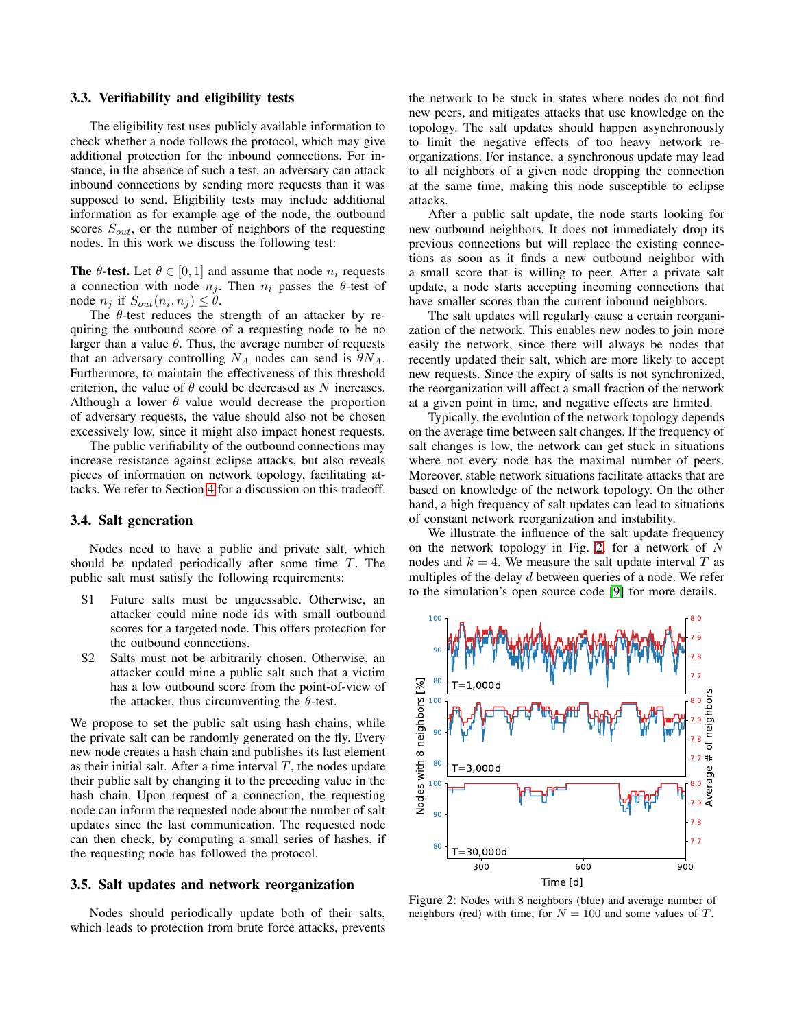### 3.3. Verifiability and eligibility tests

The eligibility test uses publicly available information to check whether a node follows the protocol, which may give additional protection for the inbound connections. For instance, in the absence of such a test, an adversary can attack inbound connections by sending more requests than it was supposed to send. Eligibility tests may include additional information as for example age of the node, the outbound scores $S_{out}$, or the number of neighbors of the requesting nodes. In this work we discuss the following test:

**The $\theta$-test.** Let $\theta \in [0, 1]$ and assume that node $n_i$ requests a connection with node $n_j$. Then $n_i$ passes the $\theta$-test of node $n_j$ if $S_{out}(n_i, n_j) \leq \theta$.

The $\theta$-test reduces the strength of an attacker by requiring the outbound score of a requesting node to be no larger than a value $\theta$. Thus, the average number of requests that an adversary controlling $N_A$ nodes can send is $\theta N_A$. Furthermore, to maintain the effectiveness of this threshold criterion, the value of $\theta$ could be decreased as $N$ increases. Although a lower $\theta$ value would decrease the proportion of adversary requests, the value should also not be chosen excessively low, since it might also impact honest requests.

The public verifiability of the outbound connections may increase resistance against eclipse attacks, but also reveals pieces of information on network topology, facilitating attacks. We refer to Section 4 for a discussion on this tradeoff.

### 3.4. Salt generation

Nodes need to have a public and private salt, which should be updated periodically after some time $T$. The public salt must satisfy the following requirements:

- S1 Future salts must be unguessable. Otherwise, an attacker could mine node ids with small outbound scores for a targeted node. This offers protection for the outbound connections.
- S2 Salts must not be arbitrarily chosen. Otherwise, an attacker could mine a public salt such that a victim has a low outbound score from the point-of-view of the attacker, thus circumventing the $\theta$-test.

We propose to set the public salt using hash chains, while the private salt can be randomly generated on the fly. Every new node creates a hash chain and publishes its last element as their initial salt. After a time interval $T$, the nodes update their public salt by changing it to the preceding value in the hash chain. Upon request of a connection, the requesting node can inform the requested node about the number of salt updates since the last communication. The requested node can then check, by computing a small series of hashes, if the requesting node has followed the protocol.

### 3.5. Salt updates and network reorganization

Nodes should periodically update both of their salts, which leads to protection from brute force attacks, prevents the network to be stuck in states where nodes do not find new peers, and mitigates attacks that use knowledge on the topology. The salt updates should happen asynchronously to limit the negative effects of too heavy network reorganizations. For instance, a synchronous update may lead to all neighbors of a given node dropping the connection at the same time, making this node susceptible to eclipse attacks.

After a public salt update, the node starts looking for new outbound neighbors. It does not immediately drop its previous connections but will replace the existing connections as soon as it finds a new outbound neighbor with a small score that is willing to peer. After a private salt update, a node starts accepting incoming connections that have smaller scores than the current inbound neighbors.

The salt updates will regularly cause a certain reorganization of the network. This enables new nodes to join more easily the network, since there will always be nodes that recently updated their salt, which are more likely to accept new requests. Since the expiry of salts is not synchronized, the reorganization will affect a small fraction of the network at a given point in time, and negative effects are limited.

Typically, the evolution of the network topology depends on the average time between salt changes. If the frequency of salt changes is low, the network can get stuck in situations where not every node has the maximal number of peers. Moreover, stable network situations facilitate attacks that are based on knowledge of the network topology. On the other hand, a high frequency of salt updates can lead to situations of constant network reorganization and instability.

We illustrate the influence of the salt update frequency on the network topology in Fig. 2, for a network of $N$ nodes and $k = 4$. We measure the salt update interval $T$ as multiples of the delay $d$ between queries of a node. We refer to the simulation's open source code [9] for more details.

Figure 2: Nodes with 8 neighbors (blue) and average number of neighbors (red) with time, for $N = 100$ and some values of $T$.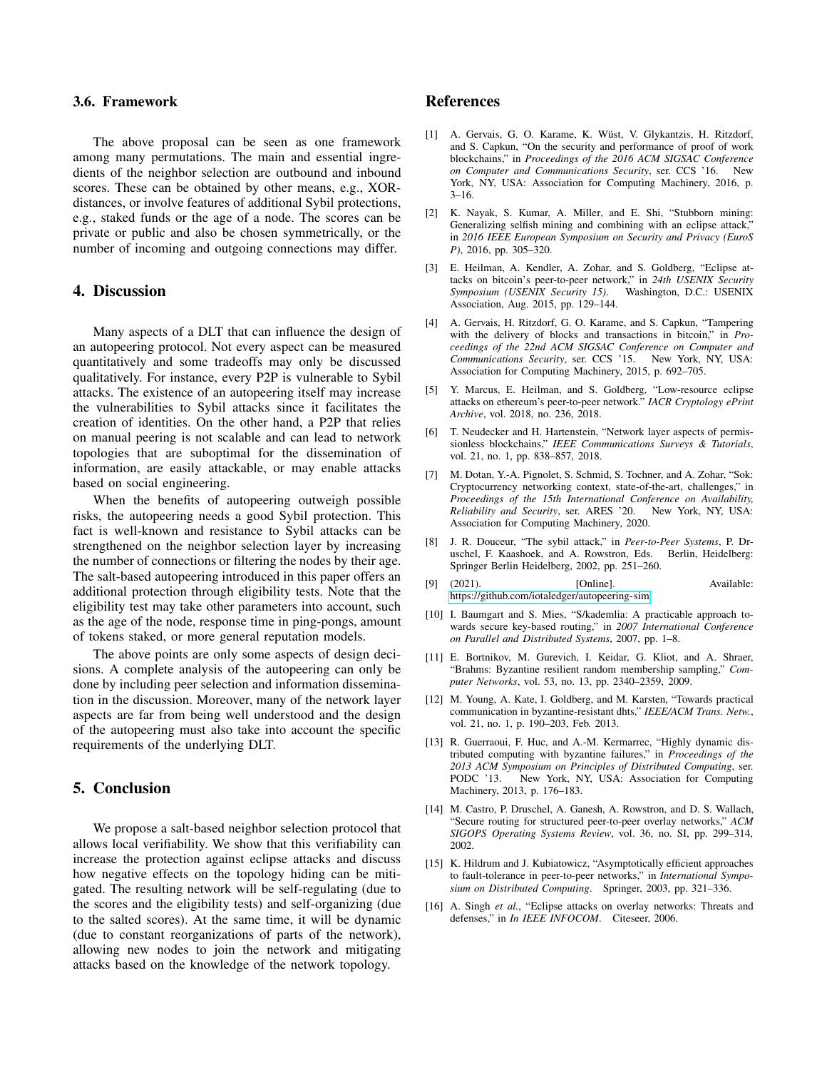### 3.6. Framework

The above proposal can be seen as one framework among many permutations. The main and essential ingredients of the neighbor selection are outbound and inbound scores. These can be obtained by other means, e.g., XOR-distances, or involve features of additional Sybil protections, e.g., staked funds or the age of a node. The scores can be private or public and also be chosen symmetrically, or the number of incoming and outgoing connections may differ.

## 4. Discussion

Many aspects of a DLT that can influence the design of an autopeering protocol. Not every aspect can be measured quantitatively and some tradeoffs may only be discussed qualitatively. For instance, every P2P is vulnerable to Sybil attacks. The existence of an autopeering itself may increase the vulnerabilities to Sybil attacks since it facilitates the creation of identities. On the other hand, a P2P that relies on manual peering is not scalable and can lead to network topologies that are suboptimal for the dissemination of information, are easily attackable, or may enable attacks based on social engineering.

When the benefits of autopeering outweigh possible risks, the autopeering needs a good Sybil protection. This fact is well-known and resistance to Sybil attacks can be strengthened on the neighbor selection layer by increasing the number of connections or filtering the nodes by their age. The salt-based autopeering introduced in this paper offers an additional protection through eligibility tests. Note that the eligibility test may take other parameters into account, such as the age of the node, response time in ping-pongs, amount of tokens staked, or more general reputation models.

The above points are only some aspects of design decisions. A complete analysis of the autopeering can only be done by including peer selection and information dissemination in the discussion. Moreover, many of the network layer aspects are far from being well understood and the design of the autopeering must also take into account the specific requirements of the underlying DLT.

## 5. Conclusion

We propose a salt-based neighbor selection protocol that allows local verifiability. We show that this verifiability can increase the protection against eclipse attacks and discuss how negative effects on the topology hiding can be mitigated. The resulting network will be self-regulating (due to the scores and the eligibility tests) and self-organizing (due to the salted scores). At the same time, it will be dynamic (due to constant reorganizations of parts of the network), allowing new nodes to join the network and mitigating attacks based on the knowledge of the network topology.

## References

[1] A. Gervais, G. O. Karame, K. Wüst, V. Glykantzis, H. Ritzdorf, and S. Capkun, "On the security and performance of proof of work blockchains," in *Proceedings of the 2016 ACM SIGSAC Conference on Computer and Communications Security*, ser. CCS '16. New York, NY, USA: Association for Computing Machinery, 2016, p. 3–16.

[2] K. Nayak, S. Kumar, A. Miller, and E. Shi, "Stubborn mining: Generalizing selfish mining and combining with an eclipse attack," in *2016 IEEE European Symposium on Security and Privacy (EuroS P)*, 2016, pp. 305–320.

[3] E. Heilman, A. Kendler, A. Zohar, and S. Goldberg, "Eclipse attacks on bitcoin's peer-to-peer network," in *24th USENIX Security Symposium (USENIX Security 15)*. Washington, D.C.: USENIX Association, Aug. 2015, pp. 129–144.

[4] A. Gervais, H. Ritzdorf, G. O. Karame, and S. Capkun, "Tampering with the delivery of blocks and transactions in bitcoin," in *Proceedings of the 22nd ACM SIGSAC Conference on Computer and Communications Security*, ser. CCS '15. New York, NY, USA: Association for Computing Machinery, 2015, p. 692–705.

[5] Y. Marcus, E. Heilman, and S. Goldberg, "Low-resource eclipse attacks on ethereum's peer-to-peer network." *IACR Cryptology ePrint Archive*, vol. 2018, no. 236, 2018.

[6] T. Neudecker and H. Hartenstein, "Network layer aspects of permissionless blockchains," *IEEE Communications Surveys & Tutorials*, vol. 21, no. 1, pp. 838–857, 2018.

[7] M. Dotan, Y.-A. Pignolet, S. Schmid, S. Tochner, and A. Zohar, "Sok: Cryptocurrency networking context, state-of-the-art, challenges," in *Proceedings of the 15th International Conference on Availability, Reliability and Security*, ser. ARES '20. New York, NY, USA: Association for Computing Machinery, 2020.

[8] J. R. Douceur, "The sybil attack," in *Peer-to-Peer Systems*, P. Druschel, F. Kaashoek, and A. Rowstron, Eds. Berlin, Heidelberg: Springer Berlin Heidelberg, 2002, pp. 251–260.

[9] (2021). [Online]. Available: https://github.com/iotaledger/autopeering-sim

[10] I. Baumgart and S. Mies, "S/kademlia: A practicable approach towards secure key-based routing," in *2007 International Conference on Parallel and Distributed Systems*, 2007, pp. 1–8.

[11] E. Bortnikov, M. Gurevich, I. Keidar, G. Kliot, and A. Shraer, "Brahms: Byzantine resilient random membership sampling," *Computer Networks*, vol. 53, no. 13, pp. 2340–2359, 2009.

[12] M. Young, A. Kate, I. Goldberg, and M. Karsten, "Towards practical communication in byzantine-resistant dhts," *IEEE/ACM Trans. Netw.*, vol. 21, no. 1, p. 190–203, Feb. 2013.

[13] R. Guerraoui, F. Huc, and A.-M. Kermarrec, "Highly dynamic distributed computing with byzantine failures," in *Proceedings of the 2013 ACM Symposium on Principles of Distributed Computing*, ser. PODC '13. New York, NY, USA: Association for Computing Machinery, 2013, p. 176–183.

[14] M. Castro, P. Druschel, A. Ganesh, A. Rowstron, and D. S. Wallach, "Secure routing for structured peer-to-peer overlay networks," *ACM SIGOPS Operating Systems Review*, vol. 36, no. SI, pp. 299–314, 2002.

[15] K. Hildrum and J. Kubiatowicz, "Asymptotically efficient approaches to fault-tolerance in peer-to-peer networks," in *International Symposium on Distributed Computing*. Springer, 2003, pp. 321–336.

[16] A. Singh *et al.*, "Eclipse attacks on overlay networks: Threats and defenses," in *In IEEE INFOCOM*. Citeseer, 2006.